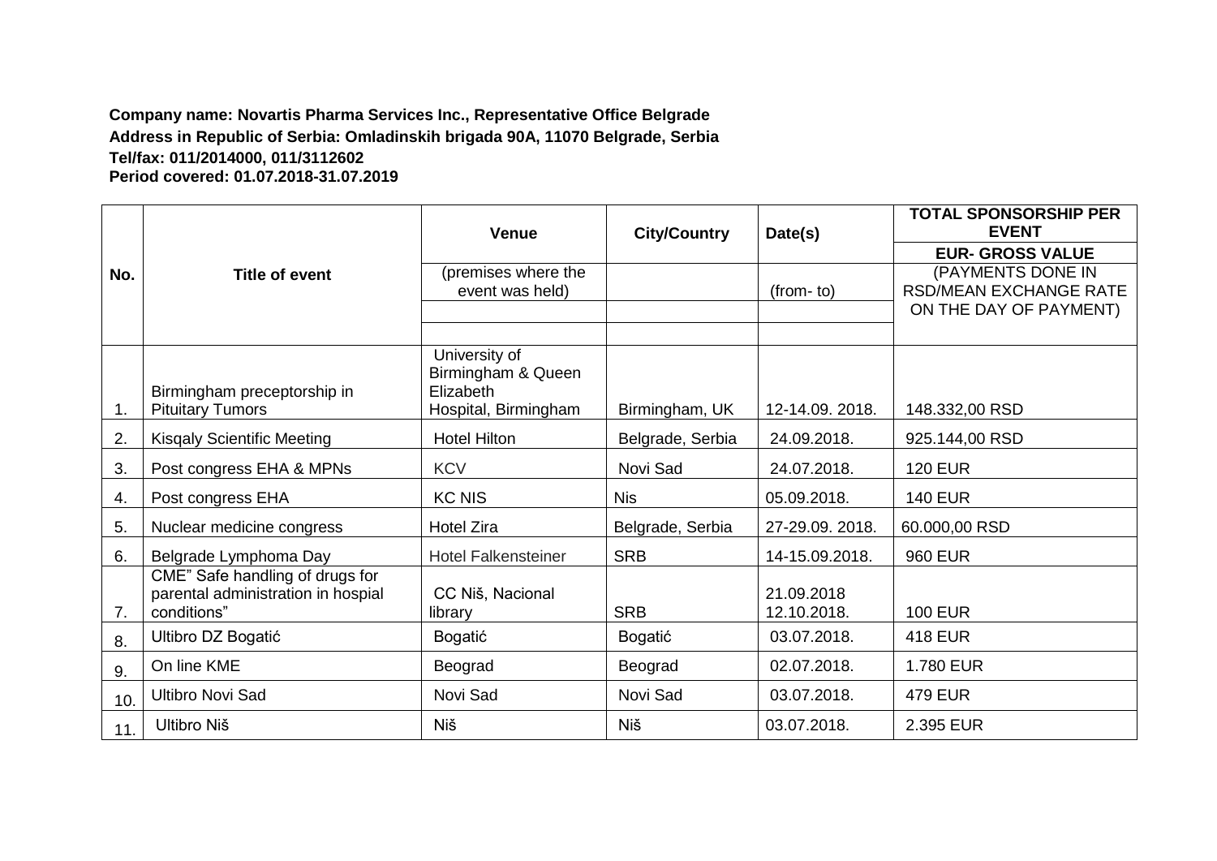**Company name: Novartis Pharma Services Inc., Representative Office Belgrade**
**Address in Republic of Serbia: Omladinskih brigada 90A, 11070 Belgrade, Serbia**
**Tel/fax: 011/2014000, 011/3112602**
**Period covered: 01.07.2018-31.07.2019**

| No. | Title of event | Venue | City/Country | Date(s) | TOTAL SPONSORSHIP PER EVENT |
|---|---|---|---|---|---|
| | | | | | EUR- GROSS VALUE |
| | | (premises where the event was held) | | (from- to) | (PAYMENTS DONE IN RSD/MEAN EXCHANGE RATE ON THE DAY OF PAYMENT) |
| 1. | Birmingham preceptorship in Pituitary Tumors | University of Birmingham & Queen Elizabeth Hospital, Birmingham | Birmingham, UK | 12-14.09. 2018. | 148.332,00 RSD |
| 2. | Kisqaly Scientific Meeting | Hotel Hilton | Belgrade, Serbia | 24.09.2018. | 925.144,00 RSD |
| 3. | Post congress EHA & MPNs | KCV | Novi Sad | 24.07.2018. | 120 EUR |
| 4. | Post congress EHA | KC NIS | Nis | 05.09.2018. | 140 EUR |
| 5. | Nuclear medicine congress | Hotel Zira | Belgrade, Serbia | 27-29.09. 2018. | 60.000,00 RSD |
| 6. | Belgrade Lymphoma Day | Hotel Falkensteiner | SRB | 14-15.09.2018. | 960 EUR |
| 7. | CME" Safe handling of drugs for parental administration in hospial conditions" | CC Niš, Nacional library | SRB | 21.09.2018 12.10.2018. | 100 EUR |
| 8. | Ultibro DZ Bogatić | Bogatić | Bogatić | 03.07.2018. | 418 EUR |
| 9. | On line KME | Beograd | Beograd | 02.07.2018. | 1.780 EUR |
| 10. | Ultibro Novi Sad | Novi Sad | Novi Sad | 03.07.2018. | 479 EUR |
| 11. | Ultibro Niš | Niš | Niš | 03.07.2018. | 2.395 EUR |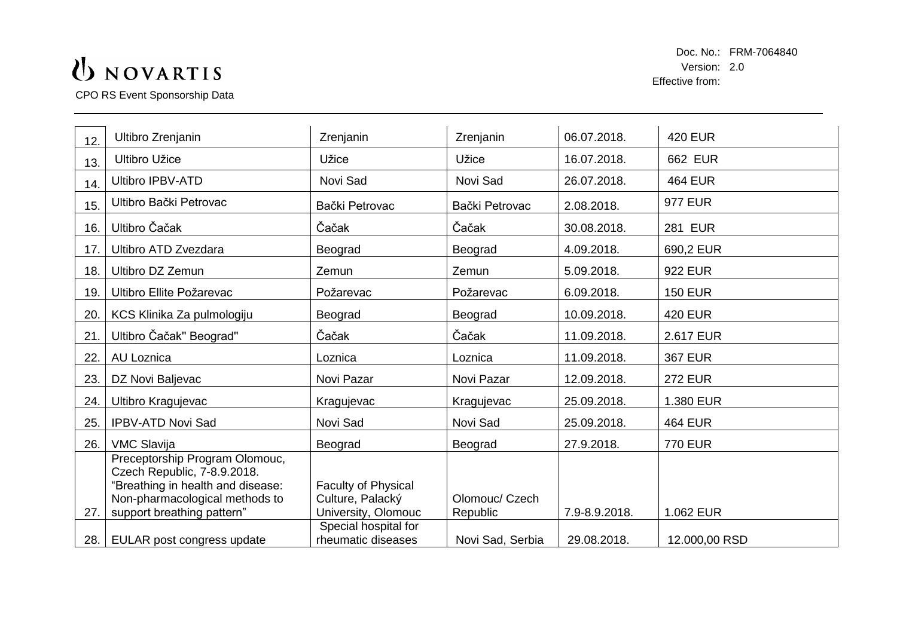| | | | | | |
|---|---|---|---|---|---|
| 12. | Ultibro Zrenjanin | Zrenjanin | Zrenjanin | 06.07.2018. | 420 EUR |
| 13. | Ultibro Užice | Užice | Užice | 16.07.2018. | 662 EUR |
| 14. | Ultibro IPBV-ATD | Novi Sad | Novi Sad | 26.07.2018. | 464 EUR |
| 15. | Ultibro Bački Petrovac | Bački Petrovac | Bački Petrovac | 2.08.2018. | 977 EUR |
| 16. | Ultibro Čačak | Čačak | Čačak | 30.08.2018. | 281 EUR |
| 17. | Ultibro ATD Zvezdara | Beograd | Beograd | 4.09.2018. | 690,2 EUR |
| 18. | Ultibro DZ Zemun | Zemun | Zemun | 5.09.2018. | 922 EUR |
| 19. | Ultibro Ellite Požarevac | Požarevac | Požarevac | 6.09.2018. | 150 EUR |
| 20. | KCS Klinika Za pulmologiju | Beograd | Beograd | 10.09.2018. | 420 EUR |
| 21. | Ultibro Čačak" Beograd" | Čačak | Čačak | 11.09.2018. | 2.617 EUR |
| 22. | AU Loznica | Loznica | Loznica | 11.09.2018. | 367 EUR |
| 23. | DZ Novi Baljevac | Novi Pazar | Novi Pazar | 12.09.2018. | 272 EUR |
| 24. | Ultibro Kragujevac | Kragujevac | Kragujevac | 25.09.2018. | 1.380 EUR |
| 25. | IPBV-ATD Novi Sad | Novi Sad | Novi Sad | 25.09.2018. | 464 EUR |
| 26. | VMC Slavija | Beograd | Beograd | 27.9.2018. | 770 EUR |
| 27. | Preceptorship Program Olomouc, Czech Republic, 7-8.9.2018. "Breathing in health and disease: Non-pharmacological methods to support breathing pattern" | Faculty of Physical Culture, Palacký University, Olomouc | Olomouc/ Czech Republic | 7.9-8.9.2018. | 1.062 EUR |
| 28. | EULAR post congress update | Special hospital for rheumatic diseases | Novi Sad, Serbia | 29.08.2018. | 12.000,00 RSD |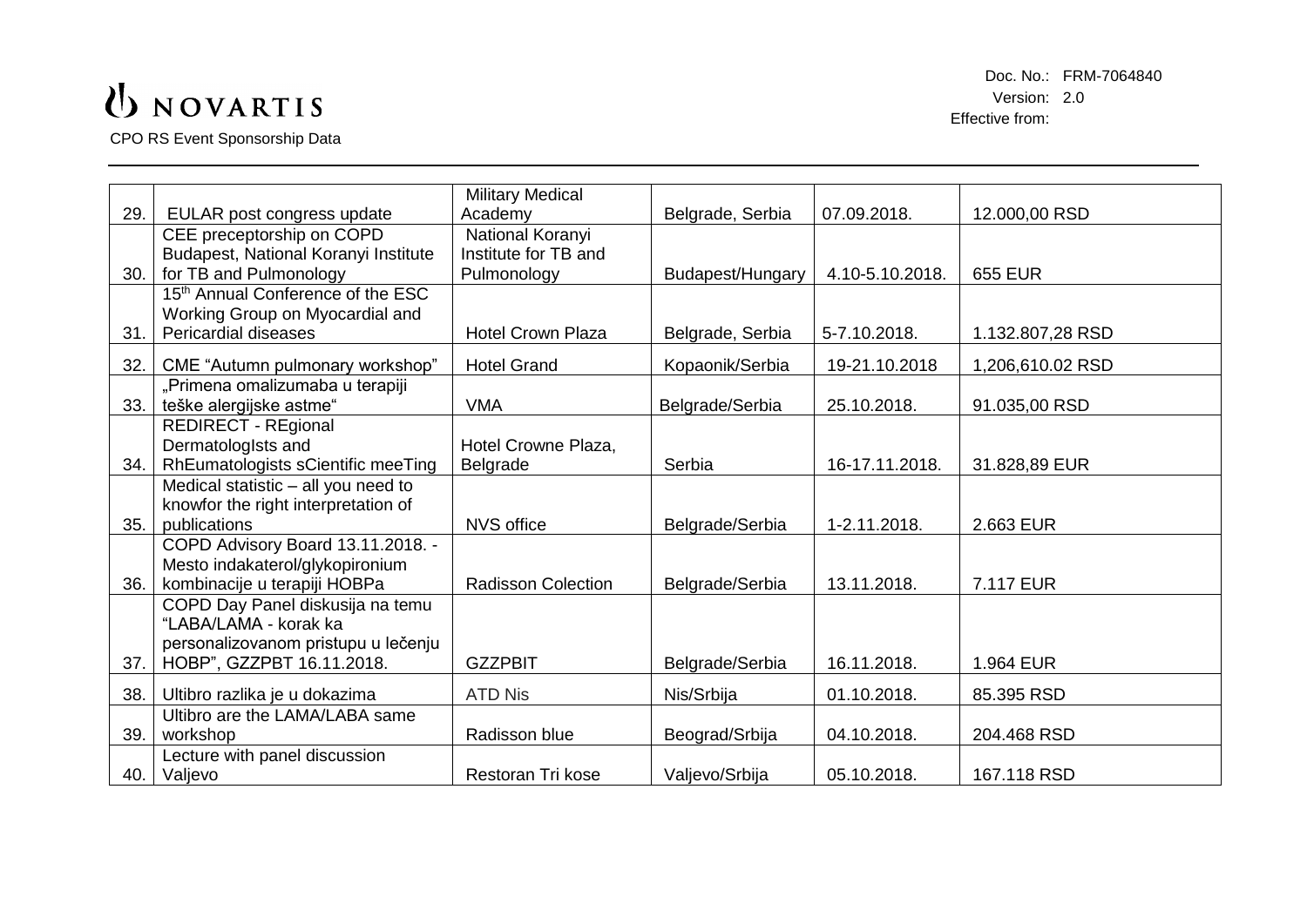| 29. | EULAR post congress update | Military Medical Academy | Belgrade, Serbia | 07.09.2018. | 12.000,00 RSD |
|---|---|---|---|---|---|
| 30. | CEE preceptorship on COPD Budapest, National Koranyi Institute for TB and Pulmonology | National Koranyi Institute for TB and Pulmonology | Budapest/Hungary | 4.10-5.10.2018. | 655 EUR |
| 31. | 15th Annual Conference of the ESC Working Group on Myocardial and Pericardial diseases | Hotel Crown Plaza | Belgrade, Serbia | 5-7.10.2018. | 1.132.807,28 RSD |
| 32. | CME "Autumn pulmonary workshop" | Hotel Grand | Kopaonik/Serbia | 19-21.10.2018 | 1,206,610.02 RSD |
| 33. | „Primena omalizumaba u terapiji teške alergijske astme" | VMA | Belgrade/Serbia | 25.10.2018. | 91.035,00 RSD |
| 34. | REDIRECT - REgional DermatologIsts and RhEumatologists sCientific meeTing | Hotel Crowne Plaza, Belgrade | Serbia | 16-17.11.2018. | 31.828,89 EUR |
| 35. | Medical statistic – all you need to knowfor the right interpretation of publications | NVS office | Belgrade/Serbia | 1-2.11.2018. | 2.663 EUR |
| 36. | COPD Advisory Board 13.11.2018. - Mesto indakaterol/glykopironium kombinacije u terapiji HOBPa | Radisson Colection | Belgrade/Serbia | 13.11.2018. | 7.117 EUR |
| 37. | COPD Day Panel diskusija na temu "LABA/LAMA - korak ka personalizovanom pristupu lečenju HOBP", GZZPBT 16.11.2018. | GZZPBIT | Belgrade/Serbia | 16.11.2018. | 1.964 EUR |
| 38. | Ultibro razlika je u dokazima | ATD Nis | Nis/Srbija | 01.10.2018. | 85.395 RSD |
| 39. | Ultibro are the LAMA/LABA same workshop | Radisson blue | Beograd/Srbija | 04.10.2018. | 204.468 RSD |
| 40. | Lecture with panel discussion Valjevo | Restoran Tri kose | Valjevo/Srbija | 05.10.2018. | 167.118 RSD |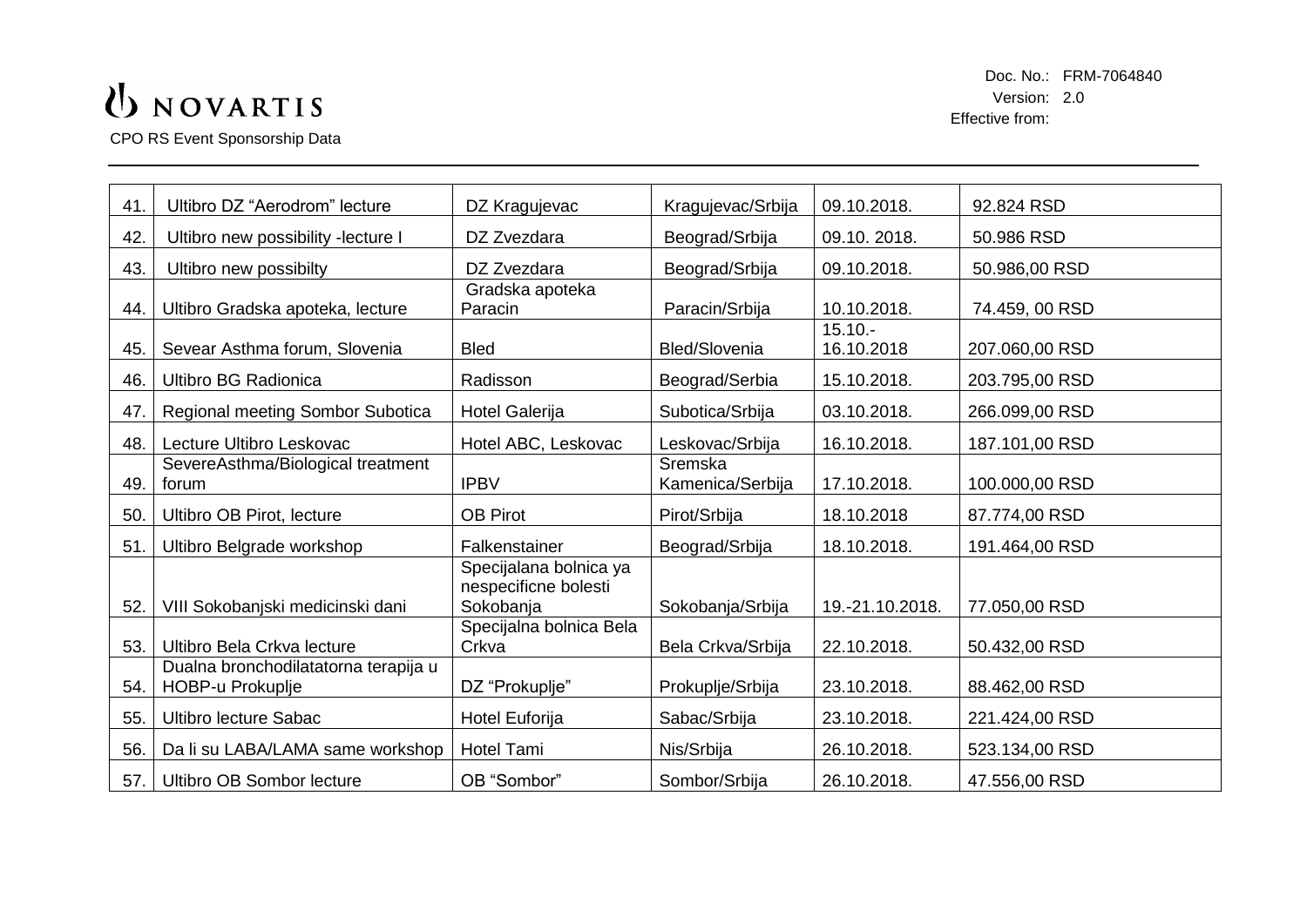| | | | | | |
|---|---|---|---|---|---|
| 41. | Ultibro DZ "Aerodrom" lecture | DZ Kragujevac | Kragujevac/Srbija | 09.10.2018. | 92.824 RSD |
| 42. | Ultibro new possibility -lecture I | DZ Zvezdara | Beograd/Srbija | 09.10. 2018. | 50.986 RSD |
| 43. | Ultibro new possibilty | DZ Zvezdara | Beograd/Srbija | 09.10.2018. | 50.986,00 RSD |
| 44. | Ultibro Gradska apoteka, lecture | Gradska apoteka Paracin | Paracin/Srbija | 10.10.2018. | 74.459, 00 RSD |
| 45. | Sevear Asthma forum, Slovenia | Bled | Bled/Slovenia | 15.10.-16.10.2018 | 207.060,00 RSD |
| 46. | Ultibro BG Radionica | Radisson | Beograd/Serbia | 15.10.2018. | 203.795,00 RSD |
| 47. | Regional meeting Sombor Subotica | Hotel Galerija | Subotica/Srbija | 03.10.2018. | 266.099,00 RSD |
| 48. | Lecture Ultibro Leskovac | Hotel ABC, Leskovac | Leskovac/Srbija | 16.10.2018. | 187.101,00 RSD |
| 49. | SevereAsthma/Biological treatment forum | IPBV | Sremska Kamenica/Serbija | 17.10.2018. | 100.000,00 RSD |
| 50. | Ultibro OB Pirot, lecture | OB Pirot | Pirot/Srbija | 18.10.2018 | 87.774,00 RSD |
| 51. | Ultibro Belgrade workshop | Falkenstainer | Beograd/Srbija | 18.10.2018. | 191.464,00 RSD |
| 52. | VIII Sokobanjski medicinski dani | Specijalana bolnica ya nespecificne bolesti Sokobanja | Sokobanja/Srbija | 19.-21.10.2018. | 77.050,00 RSD |
| 53. | Ultibro Bela Crkva lecture | Specijalna bolnica Bela Crkva | Bela Crkva/Srbija | 22.10.2018. | 50.432,00 RSD |
| 54. | Dualna bronchodilatatorna terapija u HOBP-u Prokuplje | DZ "Prokuplje" | Prokuplje/Srbija | 23.10.2018. | 88.462,00 RSD |
| 55. | Ultibro lecture Sabac | Hotel Euforija | Sabac/Srbija | 23.10.2018. | 221.424,00 RSD |
| 56. | Da li su LABA/LAMA same workshop | Hotel Tami | Nis/Srbija | 26.10.2018. | 523.134,00 RSD |
| 57. | Ultibro OB Sombor lecture | OB "Sombor" | Sombor/Srbija | 26.10.2018. | 47.556,00 RSD |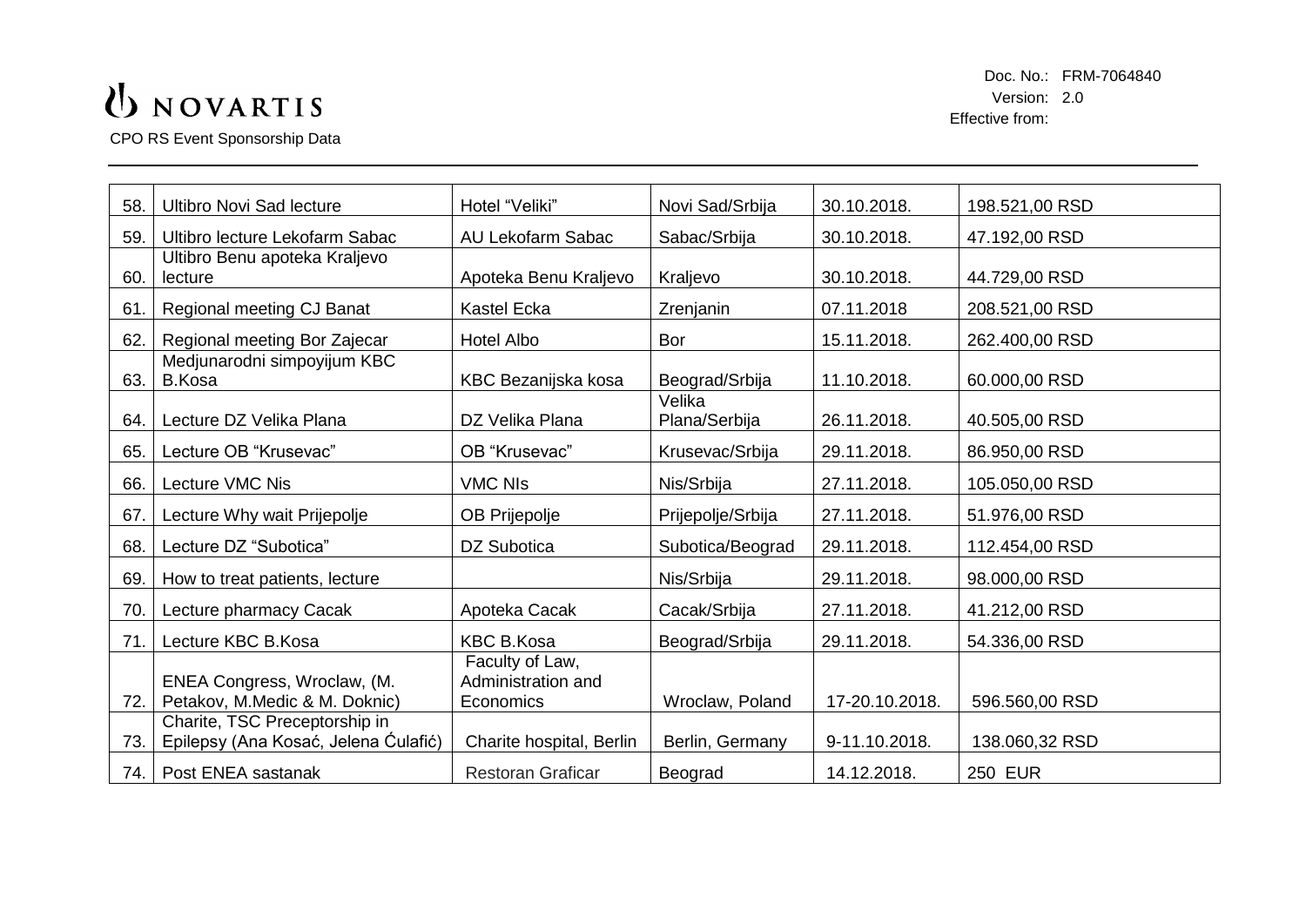| 58. | Ultibro Novi Sad lecture | Hotel “Veliki” | Novi Sad/Srbija | 30.10.2018. | 198.521,00 RSD |
|---|---|---|---|---|---|
| 59. | Ultibro lecture Lekofarm Sabac | AU Lekofarm Sabac | Sabac/Srbija | 30.10.2018. | 47.192,00 RSD |
| 60. | Ultibro Benu apoteka Kraljevo lecture | Apoteka Benu Kraljevo | Kraljevo | 30.10.2018. | 44.729,00 RSD |
| 61. | Regional meeting CJ Banat | Kastel Ecka | Zrenjanin | 07.11.2018 | 208.521,00 RSD |
| 62. | Regional meeting Bor Zajecar | Hotel Albo | Bor | 15.11.2018. | 262.400,00 RSD |
| 63. | Medjunarodni simpoyijum KBC B.Kosa | KBC Bezanijska kosa | Beograd/Srbija | 11.10.2018. | 60.000,00 RSD |
| 64. | Lecture DZ Velika Plana | DZ Velika Plana | Velika Plana/Serbija | 26.11.2018. | 40.505,00 RSD |
| 65. | Lecture OB “Krusevac” | OB “Krusevac” | Krusevac/Srbija | 29.11.2018. | 86.950,00 RSD |
| 66. | Lecture VMC Nis | VMC NIs | Nis/Srbija | 27.11.2018. | 105.050,00 RSD |
| 67. | Lecture Why wait Prijepolje | OB Prijepolje | Prijepolje/Srbija | 27.11.2018. | 51.976,00 RSD |
| 68. | Lecture DZ “Subotica” | DZ Subotica | Subotica/Beograd | 29.11.2018. | 112.454,00 RSD |
| 69. | How to treat patients, lecture | | Nis/Srbija | 29.11.2018. | 98.000,00 RSD |
| 70. | Lecture pharmacy Cacak | Apoteka Cacak | Cacak/Srbija | 27.11.2018. | 41.212,00 RSD |
| 71. | Lecture KBC B.Kosa | KBC B.Kosa | Beograd/Srbija | 29.11.2018. | 54.336,00 RSD |
| 72. | ENEA Congress, Wroclaw, (M. Petakov, M.Medic & M. Doknic) | Faculty of Law, Administration and Economics | Wroclaw, Poland | 17-20.10.2018. | 596.560,00 RSD |
| 73. | Charite, TSC Preceptorship in Epilepsy (Ana Kosać, Jelena Ćulafić) | Charite hospital, Berlin | Berlin, Germany | 9-11.10.2018. | 138.060,32 RSD |
| 74. | Post ENEA sastanak | Restoran Graficar | Beograd | 14.12.2018. | 250 EUR |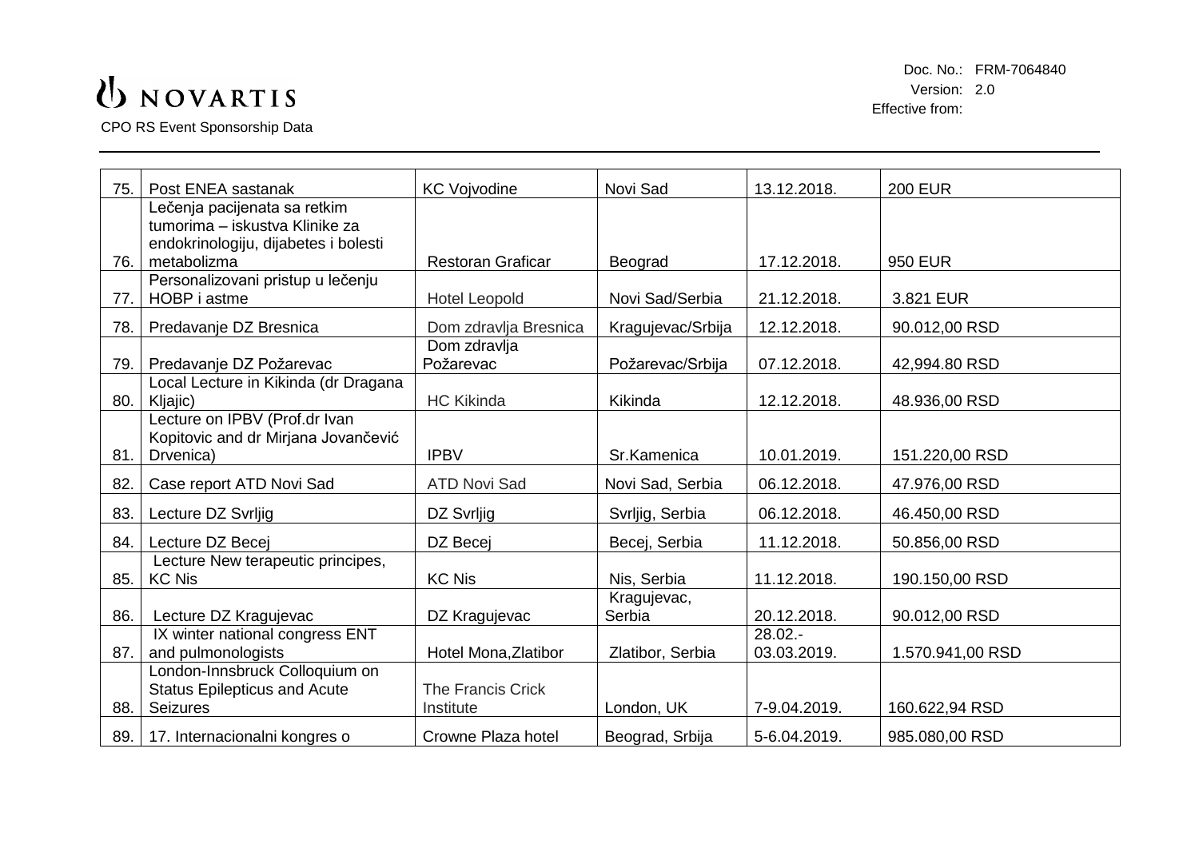| | | | | | |
|---|---|---|---|---|---|
| 75. | Post ENEA sastanak | KC Vojvodine | Novi Sad | 13.12.2018. | 200 EUR |
| 76. | Lečenja pacijenata sa retkim tumorima – iskustva Klinike za endokrinologiju, dijabetes i bolesti metabolizma | Restoran Graficar | Beograd | 17.12.2018. | 950 EUR |
| 77. | Personalizovani pristup u lečenju HOBP i astme | Hotel Leopold | Novi Sad/Serbia | 21.12.2018. | 3.821 EUR |
| 78. | Predavanje DZ Bresnica | Dom zdravlja Bresnica | Kragujevac/Srbija | 12.12.2018. | 90.012,00 RSD |
| 79. | Predavanje DZ Požarevac | Dom zdravlja Požarevac | Požarevac/Srbija | 07.12.2018. | 42,994.80 RSD |
| 80. | Local Lecture in Kikinda (dr Dragana Kljajic) | HC Kikinda | Kikinda | 12.12.2018. | 48.936,00 RSD |
| 81. | Lecture on IPBV (Prof.dr Ivan Kopitovic and dr Mirjana Jovančević Drvenica) | IPBV | Sr.Kamenica | 10.01.2019. | 151.220,00 RSD |
| 82. | Case report ATD Novi Sad | ATD Novi Sad | Novi Sad, Serbia | 06.12.2018. | 47.976,00 RSD |
| 83. | Lecture DZ Svrljig | DZ Svrljig | Svrljig, Serbia | 06.12.2018. | 46.450,00 RSD |
| 84. | Lecture DZ Becej | DZ Becej | Becej, Serbia | 11.12.2018. | 50.856,00 RSD |
| 85. | Lecture New terapeutic principes, KC Nis | KC Nis | Nis, Serbia | 11.12.2018. | 190.150,00 RSD |
| 86. | Lecture DZ Kragujevac | DZ Kragujevac | Kragujevac, Serbia | 20.12.2018. | 90.012,00 RSD |
| 87. | IX winter national congress ENT and pulmonologists | Hotel Mona,Zlatibor | Zlatibor, Serbia | 28.02.- 03.03.2019. | 1.570.941,00 RSD |
| 88. | London-Innsbruck Colloquium on Status Epilepticus and Acute Seizures | The Francis Crick Institute | London, UK | 7-9.04.2019. | 160.622,94 RSD |
| 89. | 17. Internacionalni kongres o | Crowne Plaza hotel | Beograd, Srbija | 5-6.04.2019. | 985.080,00 RSD |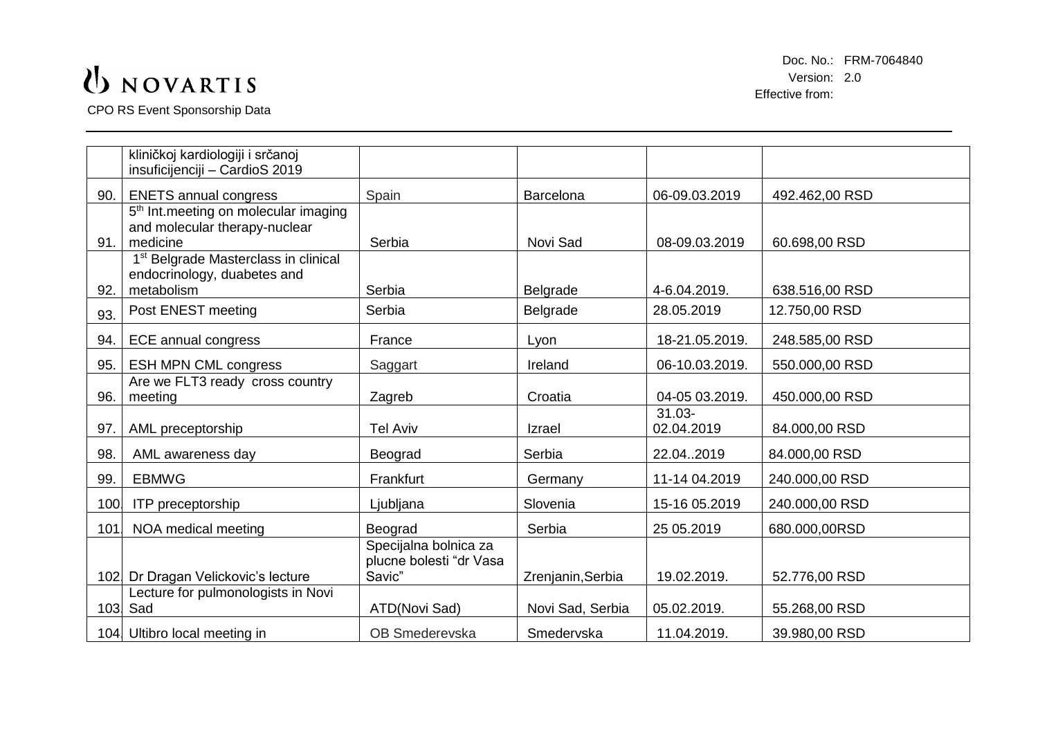| | | | | | |
|---|---|---|---|---|---|
| | kliničkoj kardiologiji i srčanoj insuficijenciji – CardioS 2019 | | | | |
| 90. | ENETS annual congress | Spain | Barcelona | 06-09.03.2019 | 492.462,00 RSD |
| 91. | 5th Int.meeting on molecular imaging and molecular therapy-nuclear medicine | Serbia | Novi Sad | 08-09.03.2019 | 60.698,00 RSD |
| 92. | 1st Belgrade Masterclass in clinical endocrinology, duabetes and metabolism | Serbia | Belgrade | 4-6.04.2019. | 638.516,00 RSD |
| 93. | Post ENEST meeting | Serbia | Belgrade | 28.05.2019 | 12.750,00 RSD |
| 94. | ECE annual congress | France | Lyon | 18-21.05.2019. | 248.585,00 RSD |
| 95. | ESH MPN CML congress | Saggart | Ireland | 06-10.03.2019. | 550.000,00 RSD |
| 96. | Are we FLT3 ready cross country meeting | Zagreb | Croatia | 04-05 03.2019. | 450.000,00 RSD |
| 97. | AML preceptorship | Tel Aviv | Izrael | 31.03-02.04.2019 | 84.000,00 RSD |
| 98. | AML awareness day | Beograd | Serbia | 22.04..2019 | 84.000,00 RSD |
| 99. | EBMWG | Frankfurt | Germany | 11-14 04.2019 | 240.000,00 RSD |
| 100. | ITP preceptorship | Ljubljana | Slovenia | 15-16 05.2019 | 240.000,00 RSD |
| 101. | NOA medical meeting | Beograd | Serbia | 25 05.2019 | 680.000,00RSD |
| 102. | Dr Dragan Velickovic's lecture | Specijalna bolnica za plucne bolesti "dr Vasa Savic" | Zrenjanin,Serbia | 19.02.2019. | 52.776,00 RSD |
| 103. | Lecture for pulmonologists in Novi Sad | ATD(Novi Sad) | Novi Sad, Serbia | 05.02.2019. | 55.268,00 RSD |
| 104. | Ultibro local meeting in | OB Smederevska | Smedervska | 11.04.2019. | 39.980,00 RSD |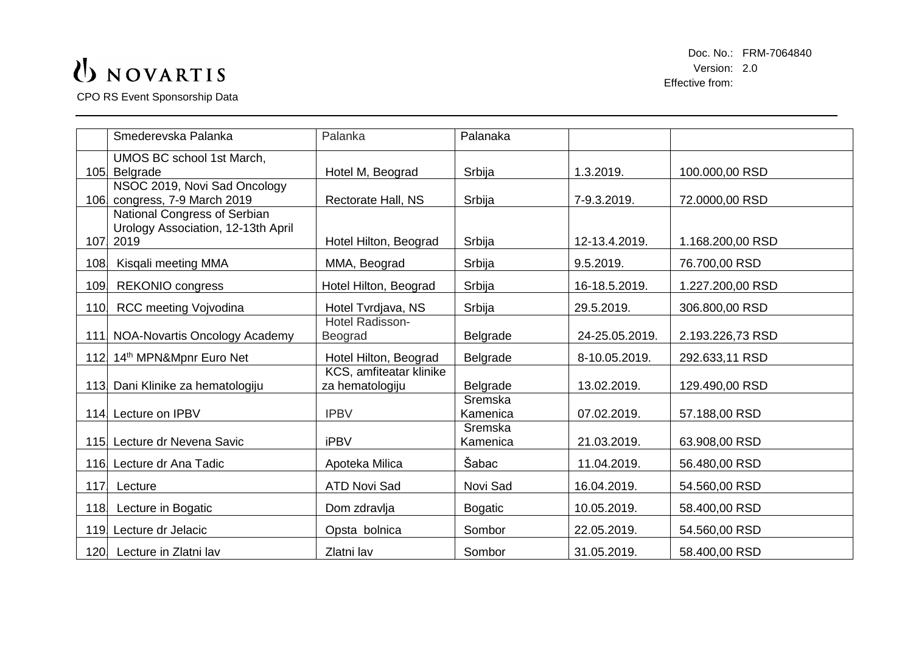| | Smederevska Palanka | Palanka | Palanaka | | |
|---|---|---|---|---|---|
| 105. | UMOS BC school 1st March, Belgrade | Hotel M, Beograd | Srbija | 1.3.2019. | 100.000,00 RSD |
| 106. | NSOC 2019, Novi Sad Oncology congress, 7-9 March 2019 | Rectorate Hall, NS | Srbija | 7-9.3.2019. | 72.0000,00 RSD |
| 107. | National Congress of Serbian Urology Association, 12-13th April 2019 | Hotel Hilton, Beograd | Srbija | 12-13.4.2019. | 1.168.200,00 RSD |
| 108. | Kisqali meeting MMA | MMA, Beograd | Srbija | 9.5.2019. | 76.700,00 RSD |
| 109. | REKONIO congress | Hotel Hilton, Beograd | Srbija | 16-18.5.2019. | 1.227.200,00 RSD |
| 110. | RCC meeting Vojvodina | Hotel Tvrdjava, NS | Srbija | 29.5.2019. | 306.800,00 RSD |
| 111. | NOA-Novartis Oncology Academy | Hotel Radisson-Beograd | Belgrade | 24-25.05.2019. | 2.193.226,73 RSD |
| 112. | 14th MPN&Mpnr Euro Net | Hotel Hilton, Beograd | Belgrade | 8-10.05.2019. | 292.633,11 RSD |
| 113. | Dani Klinike za hematologiju | KCS, amfiteatar klinike za hematologiju | Belgrade | 13.02.2019. | 129.490,00 RSD |
| 114. | Lecture on IPBV | IPBV | Sremska Kamenica | 07.02.2019. | 57.188,00 RSD |
| 115. | Lecture dr Nevena Savic | iPBV | Sremska Kamenica | 21.03.2019. | 63.908,00 RSD |
| 116. | Lecture dr Ana Tadic | Apoteka Milica | Šabac | 11.04.2019. | 56.480,00 RSD |
| 117. | Lecture | ATD Novi Sad | Novi Sad | 16.04.2019. | 54.560,00 RSD |
| 118. | Lecture in Bogatic | Dom zdravlja | Bogatic | 10.05.2019. | 58.400,00 RSD |
| 119. | Lecture dr Jelacic | Opsta bolnica | Sombor | 22.05.2019. | 54.560,00 RSD |
| 120. | Lecture in Zlatni lav | Zlatni lav | Sombor | 31.05.2019. | 58.400,00 RSD |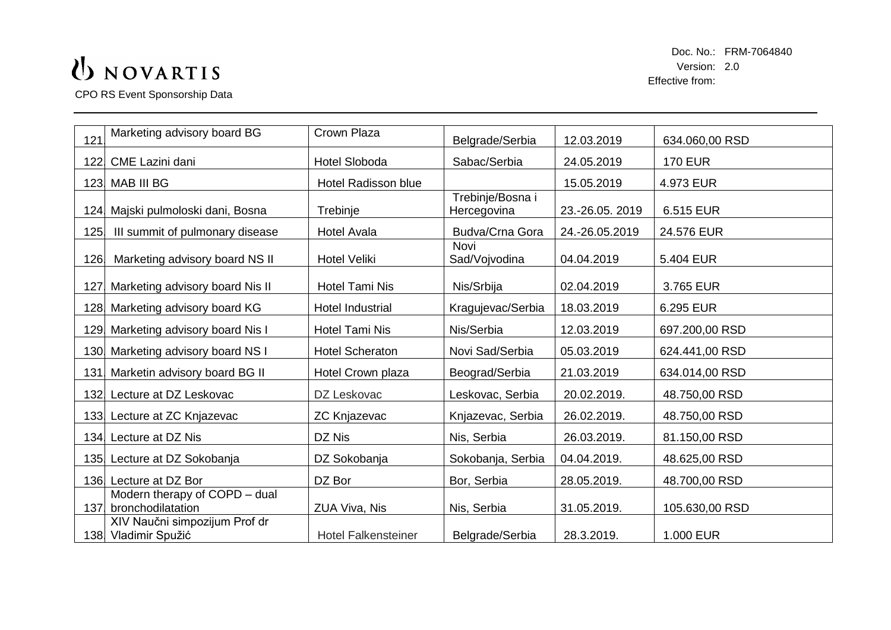| | | | | | |
|---|---|---|---|---|---|
| 121. | Marketing advisory board BG | Crown Plaza | Belgrade/Serbia | 12.03.2019 | 634.060,00 RSD |
| 122. | CME Lazini dani | Hotel Sloboda | Sabac/Serbia | 24.05.2019 | 170 EUR |
| 123. | MAB III BG | Hotel Radisson blue | | 15.05.2019 | 4.973 EUR |
| 124. | Majski pulmoloski dani, Bosna | Trebinje | Trebinje/Bosna i Hercegovina | 23.-26.05. 2019 | 6.515 EUR |
| 125. | III summit of pulmonary disease | Hotel Avala | Budva/Crna Gora | 24.-26.05.2019 | 24.576 EUR |
| 126. | Marketing advisory board NS II | Hotel Veliki | Novi Sad/Vojvodina | 04.04.2019 | 5.404 EUR |
| 127. | Marketing advisory board Nis II | Hotel Tami Nis | Nis/Srbija | 02.04.2019 | 3.765 EUR |
| 128. | Marketing advisory board KG | Hotel Industrial | Kragujevac/Serbia | 18.03.2019 | 6.295 EUR |
| 129. | Marketing advisory board Nis I | Hotel Tami Nis | Nis/Serbia | 12.03.2019 | 697.200,00 RSD |
| 130. | Marketing advisory board NS I | Hotel Scheraton | Novi Sad/Serbia | 05.03.2019 | 624.441,00 RSD |
| 131. | Marketin advisory board BG II | Hotel Crown plaza | Beograd/Serbia | 21.03.2019 | 634.014,00 RSD |
| 132. | Lecture at DZ Leskovac | DZ Leskovac | Leskovac, Serbia | 20.02.2019. | 48.750,00 RSD |
| 133. | Lecture at ZC Knjazevac | ZC Knjazevac | Knjazevac, Serbia | 26.02.2019. | 48.750,00 RSD |
| 134. | Lecture at DZ Nis | DZ Nis | Nis, Serbia | 26.03.2019. | 81.150,00 RSD |
| 135. | Lecture at DZ Sokobanja | DZ Sokobanja | Sokobanja, Serbia | 04.04.2019. | 48.625,00 RSD |
| 136. | Lecture at DZ Bor | DZ Bor | Bor, Serbia | 28.05.2019. | 48.700,00 RSD |
| 137. | Modern therapy of COPD – dual bronchodilatation | ZUA Viva, Nis | Nis, Serbia | 31.05.2019. | 105.630,00 RSD |
| 138. | XIV Naučni simpozijum Prof dr Vladimir Spužić | Hotel Falkensteiner | Belgrade/Serbia | 28.3.2019. | 1.000 EUR |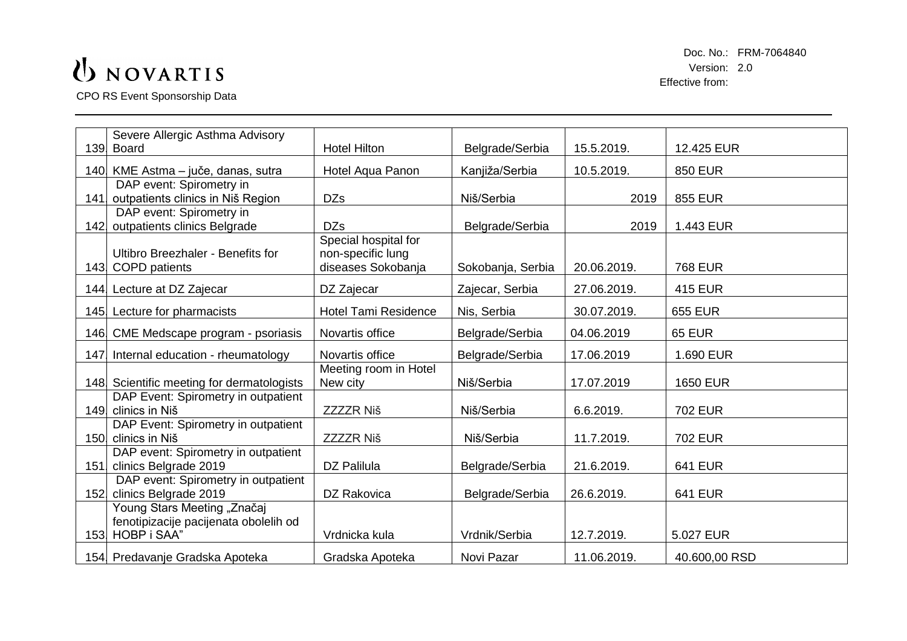| | | | | | |
|---|---|---|---|---|---|
| 139. | Severe Allergic Asthma Advisory Board | Hotel Hilton | Belgrade/Serbia | 15.5.2019. | 12.425 EUR |
| 140. | KME Astma – juče, danas, sutra | Hotel Aqua Panon | Kanjiža/Serbia | 10.5.2019. | 850 EUR |
| 141. | DAP event: Spirometry in outpatients clinics in Niš Region | DZs | Niš/Serbia | 2019 | 855 EUR |
| 142. | DAP event: Spirometry in outpatients clinics Belgrade | DZs | Belgrade/Serbia | 2019 | 1.443 EUR |
| 143. | Ultibro Breezhaler - Benefits for COPD patients | Special hospital for non-specific lung diseases Sokobanja | Sokobanja, Serbia | 20.06.2019. | 768 EUR |
| 144. | Lecture at DZ Zajecar | DZ Zajecar | Zajecar, Serbia | 27.06.2019. | 415 EUR |
| 145. | Lecture for pharmacists | Hotel Tami Residence | Nis, Serbia | 30.07.2019. | 655 EUR |
| 146. | CME Medscape program - psoriasis | Novartis office | Belgrade/Serbia | 04.06.2019 | 65 EUR |
| 147. | Internal education - rheumatology | Novartis office | Belgrade/Serbia | 17.06.2019 | 1.690 EUR |
| 148. | Scientific meeting for dermatologists | Meeting room in Hotel New city | Niš/Serbia | 17.07.2019 | 1650 EUR |
| 149. | DAP Event: Spirometry in outpatient clinics in Niš | ZZZZR Niš | Niš/Serbia | 6.6.2019. | 702 EUR |
| 150. | DAP Event: Spirometry in outpatient clinics in Niš | ZZZZR Niš | Niš/Serbia | 11.7.2019. | 702 EUR |
| 151. | DAP event: Spirometry in outpatient clinics Belgrade 2019 | DZ Palilula | Belgrade/Serbia | 21.6.2019. | 641 EUR |
| 152. | DAP event: Spirometry in outpatient clinics Belgrade 2019 | DZ Rakovica | Belgrade/Serbia | 26.6.2019. | 641 EUR |
| 153. | Young Stars Meeting „Značaj fenotipizacije pacijenata obolelih od HOBP i SAA" | Vrdnicka kula | Vrdnik/Serbia | 12.7.2019. | 5.027 EUR |
| 154. | Predavanje Gradska Apoteka | Gradska Apoteka | Novi Pazar | 11.06.2019. | 40.600,00 RSD |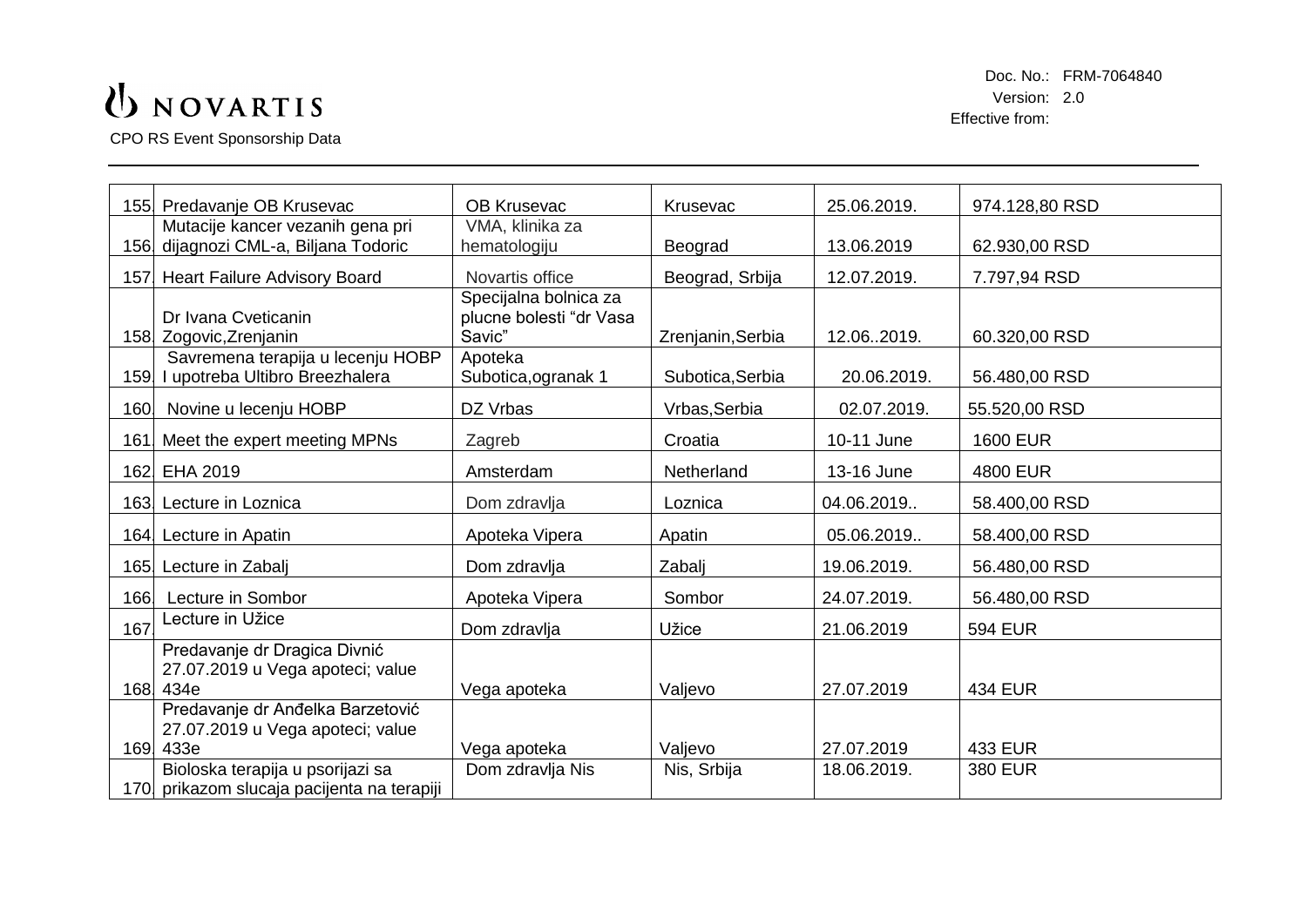| | | | | | |
|---|---|---|---|---|---|
| 155. | Predavanje OB Krusevac | OB Krusevac | Krusevac | 25.06.2019. | 974.128,80 RSD |
| 156. | Mutacije kancer vezanih gena pri dijagnozi CML-a, Biljana Todoric | VMA, klinika za hematologiju | Beograd | 13.06.2019 | 62.930,00 RSD |
| 157. | Heart Failure Advisory Board | Novartis office | Beograd, Srbija | 12.07.2019. | 7.797,94 RSD |
| 158. | Dr Ivana Cveticanin Zogovic,Zrenjanin | Specijalna bolnica za plucne bolesti "dr Vasa Savic" | Zrenjanin,Serbia | 12.06..2019. | 60.320,00 RSD |
| 159. | Savremena terapija u lecenju HOBP I upotreba Ultibro Breezhalera | Apoteka Subotica,ogranak 1 | Subotica,Serbia | 20.06.2019. | 56.480,00 RSD |
| 160. | Novine u lecenju HOBP | DZ Vrbas | Vrbas,Serbia | 02.07.2019. | 55.520,00 RSD |
| 161. | Meet the expert meeting MPNs | Zagreb | Croatia | 10-11 June | 1600 EUR |
| 162. | EHA 2019 | Amsterdam | Netherland | 13-16 June | 4800 EUR |
| 163. | Lecture in Loznica | Dom zdravlja | Loznica | 04.06.2019.. | 58.400,00 RSD |
| 164. | Lecture in Apatin | Apoteka Vipera | Apatin | 05.06.2019.. | 58.400,00 RSD |
| 165. | Lecture in Zabalj | Dom zdravlja | Zabalj | 19.06.2019. | 56.480,00 RSD |
| 166. | Lecture in Sombor | Apoteka Vipera | Sombor | 24.07.2019. | 56.480,00 RSD |
| 167. | Lecture in Užice | Dom zdravlja | Užice | 21.06.2019 | 594 EUR |
| 168. | Predavanje dr Dragica Divnić 27.07.2019 u Vega apoteci; value 434e | Vega apoteka | Valjevo | 27.07.2019 | 434 EUR |
| 169. | Predavanje dr Anđelka Barzetović 27.07.2019 u Vega apoteci; value 433e | Vega apoteka | Valjevo | 27.07.2019 | 433 EUR |
| 170. | Bioloska terapija u psorijazi sa prikazom slucaja pacijenta na terapiji | Dom zdravlja Nis | Nis, Srbija | 18.06.2019. | 380 EUR |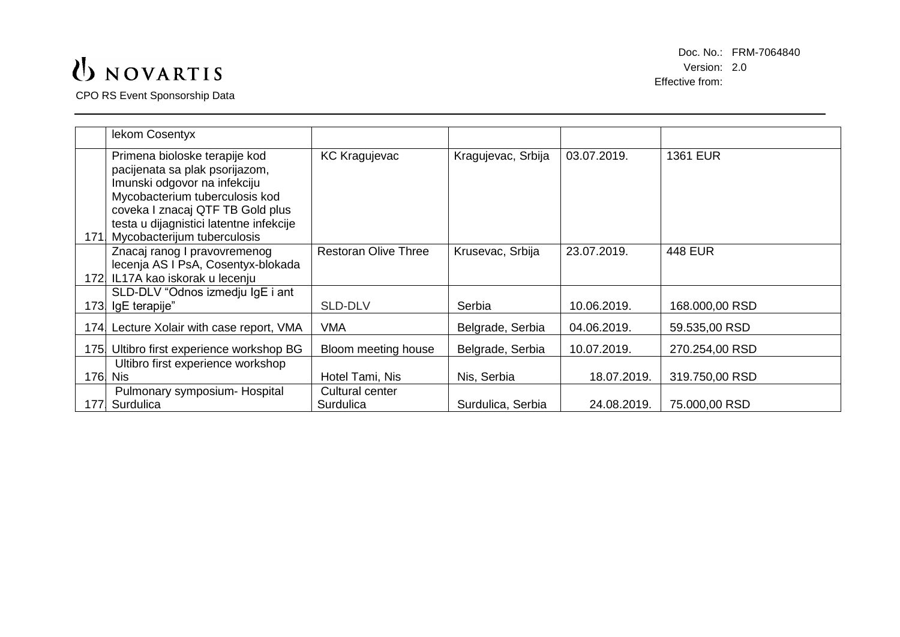| | | | | | |
|---|---|---|---|---|---|
| | lekom Cosentyx | | | | |
| 171. | Primena bioloske terapije kod pacijenata sa plak psorijazom, Imunski odgovor na infekciju Mycobacterium tuberculosis kod coveka I znacaj QTF TB Gold plus testa u dijagnistici latentne infekcije Mycobacterijum tuberculosis | KC Kragujevac | Kragujevac, Srbija | 03.07.2019. | 1361 EUR |
| 172. | Znacaj ranog I pravovremenog lecenja AS I PsA, Cosentyx-blokada IL17A kao iskorak u lecenju | Restoran Olive Three | Krusevac, Srbija | 23.07.2019. | 448 EUR |
| 173. | SLD-DLV "Odnos izmedju IgE i ant IgE terapije" | SLD-DLV | Serbia | 10.06.2019. | 168.000,00 RSD |
| 174. | Lecture Xolair with case report, VMA | VMA | Belgrade, Serbia | 04.06.2019. | 59.535,00 RSD |
| 175. | Ultibro first experience workshop BG | Bloom meeting house | Belgrade, Serbia | 10.07.2019. | 270.254,00 RSD |
| 176. | Ultibro first experience workshop Nis | Hotel Tami, Nis | Nis, Serbia | 18.07.2019. | 319.750,00 RSD |
| 177. | Pulmonary symposium- Hospital Surdulica | Cultural center Surdulica | Surdulica, Serbia | 24.08.2019. | 75.000,00 RSD |